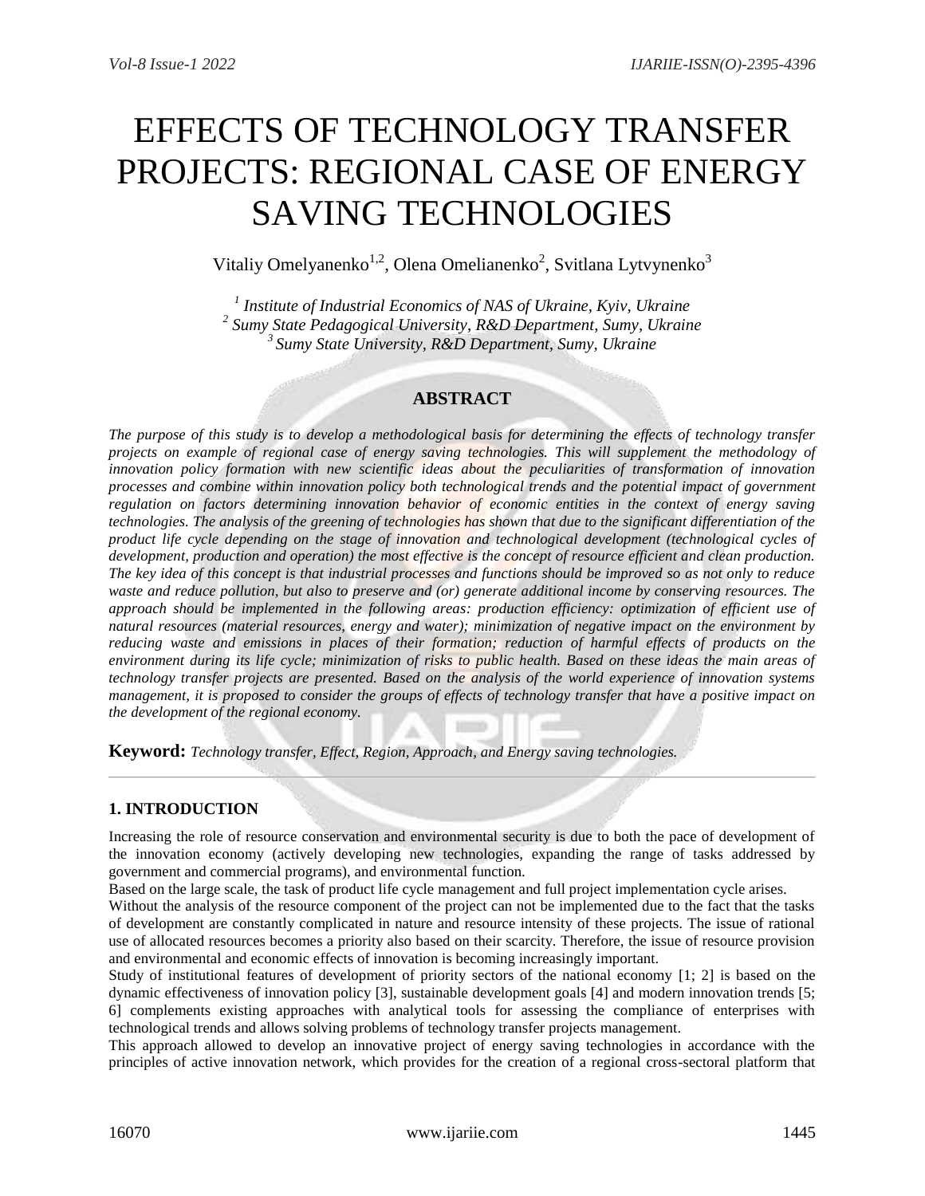# EFFECTS OF TECHNOLOGY TRANSFER PROJECTS: REGIONAL CASE OF ENERGY SAVING TECHNOLOGIES

Vitaliy Omelyanenko[1,2], Olena Omelianenko[2], Svitlana Lytvynenko[3]

*[1] Institute of Industrial Economics of NAS of Ukraine, Kyiv, Ukraine*
*[2] Sumy State Pedagogical University, R&D Department, Sumy, Ukraine*
*[3] Sumy State University, R&D Department, Sumy, Ukraine*

## ABSTRACT

*The purpose of this study is to develop a methodological basis for determining the effects of technology transfer projects on example of regional case of energy saving technologies. This will supplement the methodology of innovation policy formation with new scientific ideas about the peculiarities of transformation of innovation processes and combine within innovation policy both technological trends and the potential impact of government regulation on factors determining innovation behavior of economic entities in the context of energy saving technologies. The analysis of the greening of technologies has shown that due to the significant differentiation of the product life cycle depending on the stage of innovation and technological development (technological cycles of development, production and operation) the most effective is the concept of resource efficient and clean production. The key idea of this concept is that industrial processes and functions should be improved so as not only to reduce waste and reduce pollution, but also to preserve and (or) generate additional income by conserving resources. The approach should be implemented in the following areas: production efficiency: optimization of efficient use of natural resources (material resources, energy and water); minimization of negative impact on the environment by reducing waste and emissions in places of their formation; reduction of harmful effects of products on the environment during its life cycle; minimization of risks to public health. Based on these ideas the main areas of technology transfer projects are presented. Based on the analysis of the world experience of innovation systems management, it is proposed to consider the groups of effects of technology transfer that have a positive impact on the development of the regional economy.*

**Keyword:** *Technology transfer, Effect, Region, Approach, and Energy saving technologies.*

## 1. INTRODUCTION

Increasing the role of resource conservation and environmental security is due to both the pace of development of the innovation economy (actively developing new technologies, expanding the range of tasks addressed by government and commercial programs), and environmental function.

Based on the large scale, the task of product life cycle management and full project implementation cycle arises.

Without the analysis of the resource component of the project can not be implemented due to the fact that the tasks of development are constantly complicated in nature and resource intensity of these projects. The issue of rational use of allocated resources becomes a priority also based on their scarcity. Therefore, the issue of resource provision and environmental and economic effects of innovation is becoming increasingly important.

Study of institutional features of development of priority sectors of the national economy [1; 2] is based on the dynamic effectiveness of innovation policy [3], sustainable development goals [4] and modern innovation trends [5; 6] complements existing approaches with analytical tools for assessing the compliance of enterprises with technological trends and allows solving problems of technology transfer projects management.

This approach allowed to develop an innovative project of energy saving technologies in accordance with the principles of active innovation network, which provides for the creation of a regional cross-sectoral platform that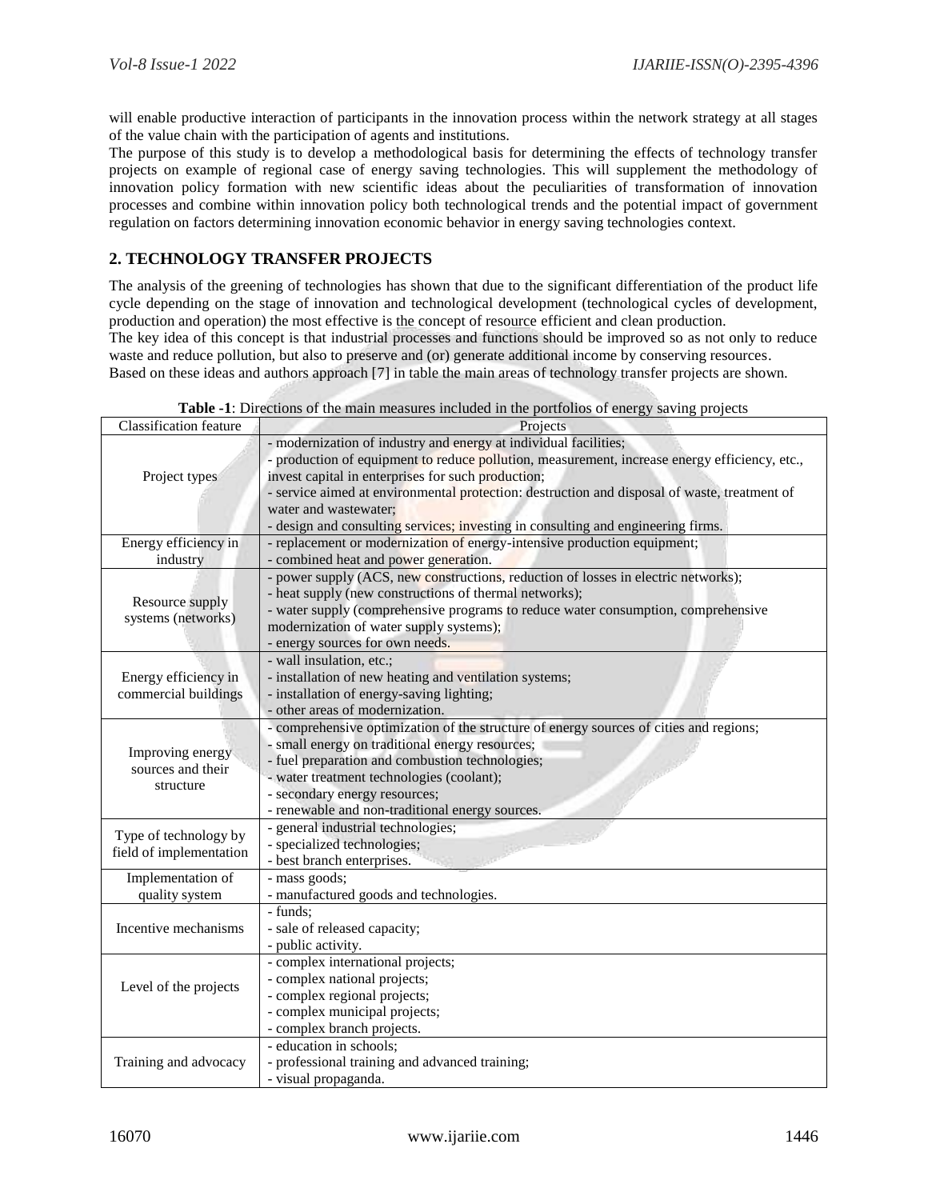will enable productive interaction of participants in the innovation process within the network strategy at all stages of the value chain with the participation of agents and institutions.

The purpose of this study is to develop a methodological basis for determining the effects of technology transfer projects on example of regional case of energy saving technologies. This will supplement the methodology of innovation policy formation with new scientific ideas about the peculiarities of transformation of innovation processes and combine within innovation policy both technological trends and the potential impact of government regulation on factors determining innovation economic behavior in energy saving technologies context.

## 2. TECHNOLOGY TRANSFER PROJECTS

The analysis of the greening of technologies has shown that due to the significant differentiation of the product life cycle depending on the stage of innovation and technological development (technological cycles of development, production and operation) the most effective is the concept of resource efficient and clean production.

The key idea of this concept is that industrial processes and functions should be improved so as not only to reduce waste and reduce pollution, but also to preserve and (or) generate additional income by conserving resources.

Based on these ideas and authors approach [7] in table the main areas of technology transfer projects are shown.

**Table -1**: Directions of the main measures included in the portfolios of energy saving projects

| Classification feature | Projects |
|---|---|
| Project types | - modernization of industry and energy at individual facilities;<br>- production of equipment to reduce pollution, measurement, increase energy efficiency, etc., invest capital in enterprises for such production;<br>- service aimed at environmental protection: destruction and disposal of waste, treatment of water and wastewater;<br>- design and consulting services; investing in consulting and engineering firms. |
| Energy efficiency in industry | - replacement or modernization of energy-intensive production equipment;<br>- combined heat and power generation. |
| Resource supply systems (networks) | - power supply (ACS, new constructions, reduction of losses in electric networks);<br>- heat supply (new constructions of thermal networks);<br>- water supply (comprehensive programs to reduce water consumption, comprehensive modernization of water supply systems);<br>- energy sources for own needs. |
| Energy efficiency in commercial buildings | - wall insulation, etc.;<br>- installation of new heating and ventilation systems;<br>- installation of energy-saving lighting;<br>- other areas of modernization. |
| Improving energy sources and their structure | - comprehensive optimization of the structure of energy sources of cities and regions;<br>- small energy on traditional energy resources;<br>- fuel preparation and combustion technologies;<br>- water treatment technologies (coolant);<br>- secondary energy resources;<br>- renewable and non-traditional energy sources. |
| Type of technology by field of implementation | - general industrial technologies;<br>- specialized technologies;<br>- best branch enterprises. |
| Implementation of quality system | - mass goods;<br>- manufactured goods and technologies. |
| Incentive mechanisms | - funds;<br>- sale of released capacity;<br>- public activity. |
| Level of the projects | - complex international projects;<br>- complex national projects;<br>- complex regional projects;<br>- complex municipal projects;<br>- complex branch projects. |
| Training and advocacy | - education in schools;<br>- professional training and advanced training;<br>- visual propaganda. |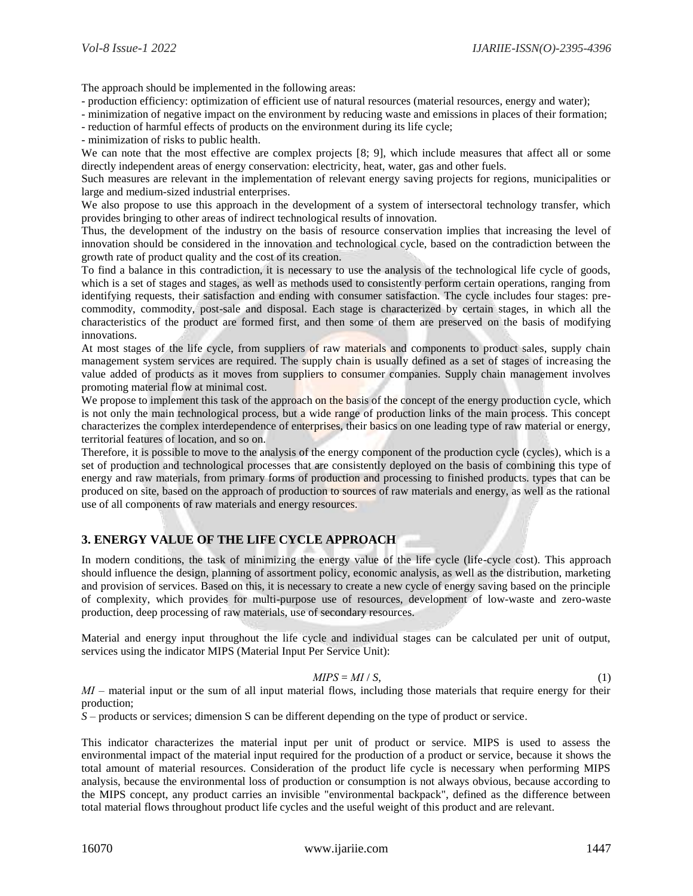The approach should be implemented in the following areas:

- production efficiency: optimization of efficient use of natural resources (material resources, energy and water);
- minimization of negative impact on the environment by reducing waste and emissions in places of their formation;
- reduction of harmful effects of products on the environment during its life cycle;
- minimization of risks to public health.

We can note that the most effective are complex projects [8; 9], which include measures that affect all or some directly independent areas of energy conservation: electricity, heat, water, gas and other fuels.

Such measures are relevant in the implementation of relevant energy saving projects for regions, municipalities or large and medium-sized industrial enterprises.

We also propose to use this approach in the development of a system of intersectoral technology transfer, which provides bringing to other areas of indirect technological results of innovation.

Thus, the development of the industry on the basis of resource conservation implies that increasing the level of innovation should be considered in the innovation and technological cycle, based on the contradiction between the growth rate of product quality and the cost of its creation.

To find a balance in this contradiction, it is necessary to use the analysis of the technological life cycle of goods, which is a set of stages and stages, as well as methods used to consistently perform certain operations, ranging from identifying requests, their satisfaction and ending with consumer satisfaction. The cycle includes four stages: pre-commodity, commodity, post-sale and disposal. Each stage is characterized by certain stages, in which all the characteristics of the product are formed first, and then some of them are preserved on the basis of modifying innovations.

At most stages of the life cycle, from suppliers of raw materials and components to product sales, supply chain management system services are required. The supply chain is usually defined as a set of stages of increasing the value added of products as it moves from suppliers to consumer companies. Supply chain management involves promoting material flow at minimal cost.

We propose to implement this task of the approach on the basis of the concept of the energy production cycle, which is not only the main technological process, but a wide range of production links of the main process. This concept characterizes the complex interdependence of enterprises, their basics on one leading type of raw material or energy, territorial features of location, and so on.

Therefore, it is possible to move to the analysis of the energy component of the production cycle (cycles), which is a set of production and technological processes that are consistently deployed on the basis of combining this type of energy and raw materials, from primary forms of production and processing to finished products. types that can be produced on site, based on the approach of production to sources of raw materials and energy, as well as the rational use of all components of raw materials and energy resources.

## 3. ENERGY VALUE OF THE LIFE CYCLE APPROACH

In modern conditions, the task of minimizing the energy value of the life cycle (life-cycle cost). This approach should influence the design, planning of assortment policy, economic analysis, as well as the distribution, marketing and provision of services. Based on this, it is necessary to create a new cycle of energy saving based on the principle of complexity, which provides for multi-purpose use of resources, development of low-waste and zero-waste production, deep processing of raw materials, use of secondary resources.

Material and energy input throughout the life cycle and individual stages can be calculated per unit of output, services using the indicator MIPS (Material Input Per Service Unit):

$$MIPS = MI / S, \tag{1}$$

*MI* – material input or the sum of all input material flows, including those materials that require energy for their production;

*S* – products or services; dimension S can be different depending on the type of product or service.

This indicator characterizes the material input per unit of product or service. MIPS is used to assess the environmental impact of the material input required for the production of a product or service, because it shows the total amount of material resources. Consideration of the product life cycle is necessary when performing MIPS analysis, because the environmental loss of production or consumption is not always obvious, because according to the MIPS concept, any product carries an invisible "environmental backpack", defined as the difference between total material flows throughout product life cycles and the useful weight of this product and are relevant.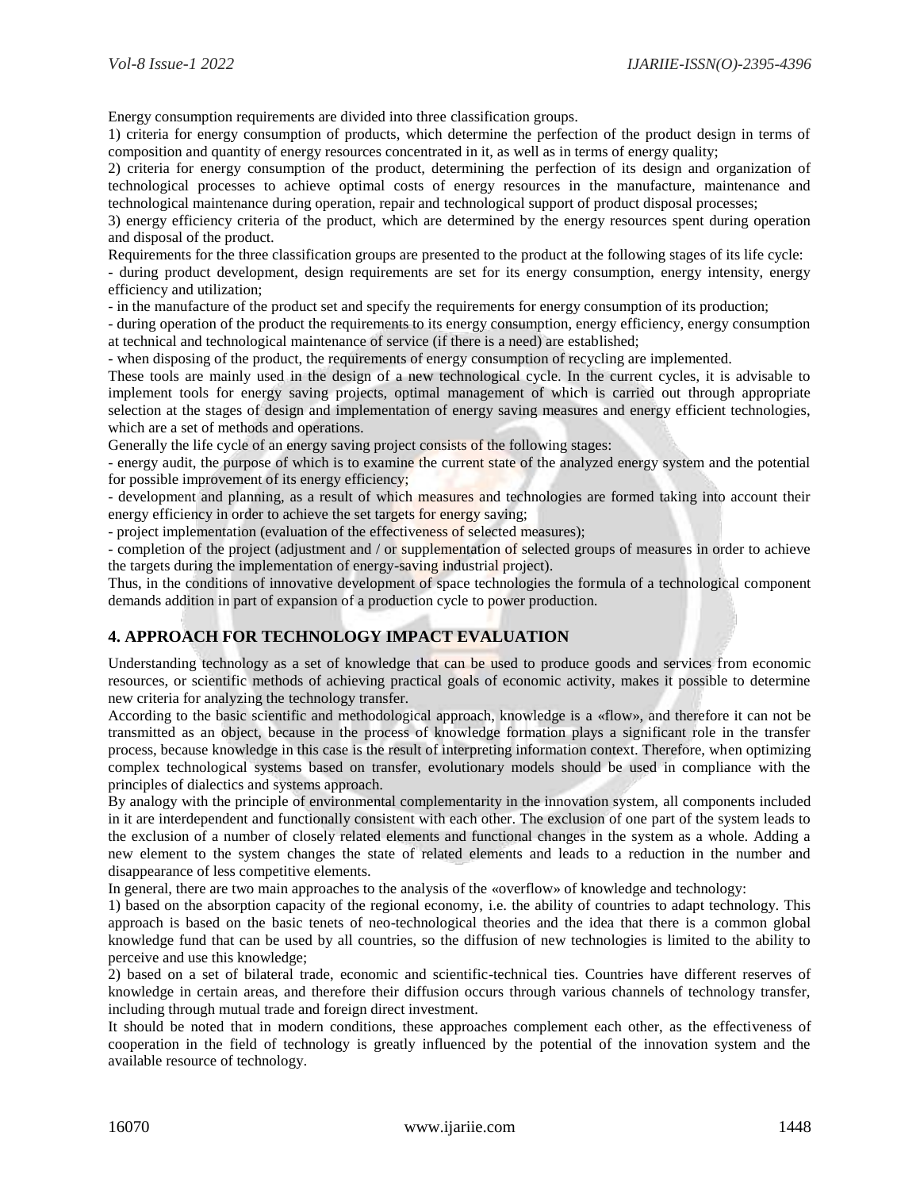Energy consumption requirements are divided into three classification groups.

1) criteria for energy consumption of products, which determine the perfection of the product design in terms of composition and quantity of energy resources concentrated in it, as well as in terms of energy quality;

2) criteria for energy consumption of the product, determining the perfection of its design and organization of technological processes to achieve optimal costs of energy resources in the manufacture, maintenance and technological maintenance during operation, repair and technological support of product disposal processes;

3) energy efficiency criteria of the product, which are determined by the energy resources spent during operation and disposal of the product.

Requirements for the three classification groups are presented to the product at the following stages of its life cycle:

- during product development, design requirements are set for its energy consumption, energy intensity, energy efficiency and utilization;
- in the manufacture of the product set and specify the requirements for energy consumption of its production;
- during operation of the product the requirements to its energy consumption, energy efficiency, energy consumption at technical and technological maintenance of service (if there is a need) are established;
- when disposing of the product, the requirements of energy consumption of recycling are implemented.

These tools are mainly used in the design of a new technological cycle. In the current cycles, it is advisable to implement tools for energy saving projects, optimal management of which is carried out through appropriate selection at the stages of design and implementation of energy saving measures and energy efficient technologies, which are a set of methods and operations.

Generally the life cycle of an energy saving project consists of the following stages:

- energy audit, the purpose of which is to examine the current state of the analyzed energy system and the potential for possible improvement of its energy efficiency;
- development and planning, as a result of which measures and technologies are formed taking into account their energy efficiency in order to achieve the set targets for energy saving;
- project implementation (evaluation of the effectiveness of selected measures);
- completion of the project (adjustment and / or supplementation of selected groups of measures in order to achieve the targets during the implementation of energy-saving industrial project).

Thus, in the conditions of innovative development of space technologies the formula of a technological component demands addition in part of expansion of a production cycle to power production.

## 4. APPROACH FOR TECHNOLOGY IMPACT EVALUATION

Understanding technology as a set of knowledge that can be used to produce goods and services from economic resources, or scientific methods of achieving practical goals of economic activity, makes it possible to determine new criteria for analyzing the technology transfer.

According to the basic scientific and methodological approach, knowledge is a «flow», and therefore it can not be transmitted as an object, because in the process of knowledge formation plays a significant role in the transfer process, because knowledge in this case is the result of interpreting information context. Therefore, when optimizing complex technological systems based on transfer, evolutionary models should be used in compliance with the principles of dialectics and systems approach.

By analogy with the principle of environmental complementarity in the innovation system, all components included in it are interdependent and functionally consistent with each other. The exclusion of one part of the system leads to the exclusion of a number of closely related elements and functional changes in the system as a whole. Adding a new element to the system changes the state of related elements and leads to a reduction in the number and disappearance of less competitive elements.

In general, there are two main approaches to the analysis of the «overflow» of knowledge and technology:

1) based on the absorption capacity of the regional economy, i.e. the ability of countries to adapt technology. This approach is based on the basic tenets of neo-technological theories and the idea that there is a common global knowledge fund that can be used by all countries, so the diffusion of new technologies is limited to the ability to perceive and use this knowledge;

2) based on a set of bilateral trade, economic and scientific-technical ties. Countries have different reserves of knowledge in certain areas, and therefore their diffusion occurs through various channels of technology transfer, including through mutual trade and foreign direct investment.

It should be noted that in modern conditions, these approaches complement each other, as the effectiveness of cooperation in the field of technology is greatly influenced by the potential of the innovation system and the available resource of technology.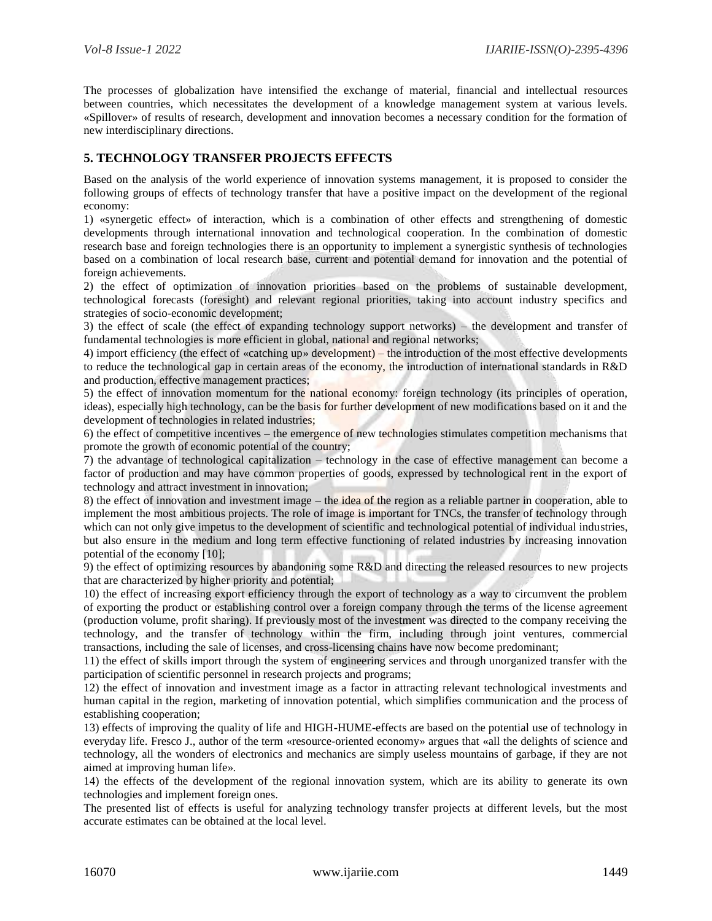The processes of globalization have intensified the exchange of material, financial and intellectual resources between countries, which necessitates the development of a knowledge management system at various levels. «Spillover» of results of research, development and innovation becomes a necessary condition for the formation of new interdisciplinary directions.

## 5. TECHNOLOGY TRANSFER PROJECTS EFFECTS

Based on the analysis of the world experience of innovation systems management, it is proposed to consider the following groups of effects of technology transfer that have a positive impact on the development of the regional economy:

1) «synergetic effect» of interaction, which is a combination of other effects and strengthening of domestic developments through international innovation and technological cooperation. In the combination of domestic research base and foreign technologies there is an opportunity to implement a synergistic synthesis of technologies based on a combination of local research base, current and potential demand for innovation and the potential of foreign achievements.
2) the effect of optimization of innovation priorities based on the problems of sustainable development, technological forecasts (foresight) and relevant regional priorities, taking into account industry specifics and strategies of socio-economic development;
3) the effect of scale (the effect of expanding technology support networks) – the development and transfer of fundamental technologies is more efficient in global, national and regional networks;
4) import efficiency (the effect of «catching up» development) – the introduction of the most effective developments to reduce the technological gap in certain areas of the economy, the introduction of international standards in R&D and production, effective management practices;
5) the effect of innovation momentum for the national economy: foreign technology (its principles of operation, ideas), especially high technology, can be the basis for further development of new modifications based on it and the development of technologies in related industries;
6) the effect of competitive incentives – the emergence of new technologies stimulates competition mechanisms that promote the growth of economic potential of the country;
7) the advantage of technological capitalization – technology in the case of effective management can become a factor of production and may have common properties of goods, expressed by technological rent in the export of technology and attract investment in innovation;
8) the effect of innovation and investment image – the idea of the region as a reliable partner in cooperation, able to implement the most ambitious projects. The role of image is important for TNCs, the transfer of technology through which can not only give impetus to the development of scientific and technological potential of individual industries, but also ensure in the medium and long term effective functioning of related industries by increasing innovation potential of the economy [10];
9) the effect of optimizing resources by abandoning some R&D and directing the released resources to new projects that are characterized by higher priority and potential;
10) the effect of increasing export efficiency through the export of technology as a way to circumvent the problem of exporting the product or establishing control over a foreign company through the terms of the license agreement (production volume, profit sharing). If previously most of the investment was directed to the company receiving the technology, and the transfer of technology within the firm, including through joint ventures, commercial transactions, including the sale of licenses, and cross-licensing chains have now become predominant;
11) the effect of skills import through the system of engineering services and through unorganized transfer with the participation of scientific personnel in research projects and programs;
12) the effect of innovation and investment image as a factor in attracting relevant technological investments and human capital in the region, marketing of innovation potential, which simplifies communication and the process of establishing cooperation;
13) effects of improving the quality of life and HIGH-HUME-effects are based on the potential use of technology in everyday life. Fresco J., author of the term «resource-oriented economy» argues that «all the delights of science and technology, all the wonders of electronics and mechanics are simply useless mountains of garbage, if they are not aimed at improving human life».
14) the effects of the development of the regional innovation system, which are its ability to generate its own technologies and implement foreign ones.

The presented list of effects is useful for analyzing technology transfer projects at different levels, but the most accurate estimates can be obtained at the local level.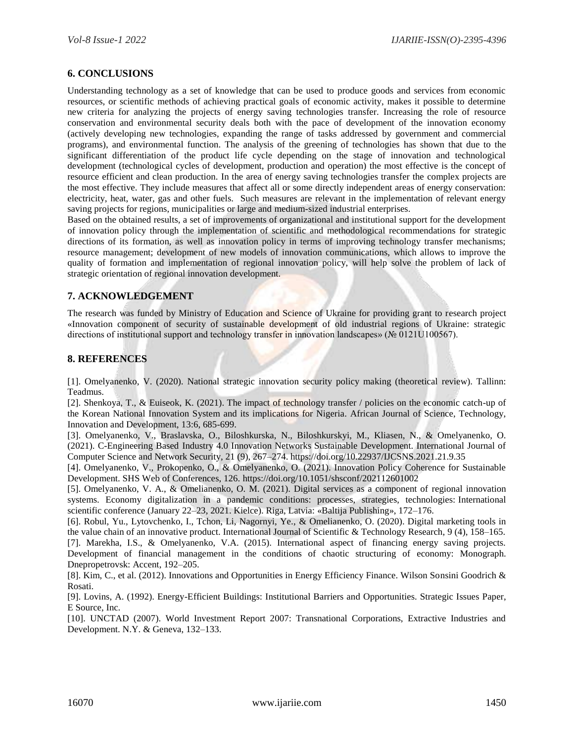## 6. CONCLUSIONS

Understanding technology as a set of knowledge that can be used to produce goods and services from economic resources, or scientific methods of achieving practical goals of economic activity, makes it possible to determine new criteria for analyzing the projects of energy saving technologies transfer. Increasing the role of resource conservation and environmental security deals both with the pace of development of the innovation economy (actively developing new technologies, expanding the range of tasks addressed by government and commercial programs), and environmental function. The analysis of the greening of technologies has shown that due to the significant differentiation of the product life cycle depending on the stage of innovation and technological development (technological cycles of development, production and operation) the most effective is the concept of resource efficient and clean production. In the area of energy saving technologies transfer the complex projects are the most effective. They include measures that affect all or some directly independent areas of energy conservation: electricity, heat, water, gas and other fuels. Such measures are relevant in the implementation of relevant energy saving projects for regions, municipalities or large and medium-sized industrial enterprises.

Based on the obtained results, a set of improvements of organizational and institutional support for the development of innovation policy through the implementation of scientific and methodological recommendations for strategic directions of its formation, as well as innovation policy in terms of improving technology transfer mechanisms; resource management; development of new models of innovation communications, which allows to improve the quality of formation and implementation of regional innovation policy, will help solve the problem of lack of strategic orientation of regional innovation development.

## 7. ACKNOWLEDGEMENT

The research was funded by Ministry of Education and Science of Ukraine for providing grant to research project «Innovation component of security of sustainable development of old industrial regions of Ukraine: strategic directions of institutional support and technology transfer in innovation landscapes» (№ 0121U100567).

## 8. REFERENCES

[1]. Omelyanenko, V. (2020). National strategic innovation security policy making (theoretical review). Tallinn: Teadmus.

[2]. Shenkoya, T., & Euiseok, K. (2021). The impact of technology transfer / policies on the economic catch-up of the Korean National Innovation System and its implications for Nigeria. African Journal of Science, Technology, Innovation and Development, 13:6, 685-699.

[3]. Omelyanenko, V., Braslavska, O., Biloshkurska, N., Biloshkurskyi, M., Kliasen, N., & Omelyanenko, O. (2021). C-Engineering Based Industry 4.0 Innovation Networks Sustainable Development. International Journal of Computer Science and Network Security, 21 (9), 267–274. https://doi.org/10.22937/IJCSNS.2021.21.9.35

[4]. Omelyanenko, V., Prokopenko, O., & Omelyanenko, O. (2021). Innovation Policy Coherence for Sustainable Development. SHS Web of Conferences, 126. https://doi.org/10.1051/shsconf/202112601002

[5]. Omelyanenko, V. A., & Omelianenko, O. M. (2021). Digital services as a component of regional innovation systems. Economy digitalization in a pandemic conditions: processes, strategies, technologies: International scientific conference (January 22–23, 2021. Kielce). Riga, Latvia: «Baltija Publishing», 172–176.

[6]. Robul, Yu., Lytovchenko, I., Tchon, Li, Nagornyi, Ye., & Omelianenko, O. (2020). Digital marketing tools in the value chain of an innovative product. International Journal of Scientific & Technology Research, 9 (4), 158–165.

[7]. Marekha, I.S., & Omelyanenko, V.A. (2015). International aspect of financing energy saving projects. Development of financial management in the conditions of chaotic structuring of economy: Monograph. Dnepropetrovsk: Accent, 192–205.

[8]. Kim, C., et al. (2012). Innovations and Opportunities in Energy Efficiency Finance. Wilson Sonsini Goodrich & Rosati.

[9]. Lovins, A. (1992). Energy-Efficient Buildings: Institutional Barriers and Opportunities. Strategic Issues Paper, E Source, Inc.

[10]. UNCTAD (2007). World Investment Report 2007: Transnational Corporations, Extractive Industries and Development. N.Y. & Geneva, 132–133.